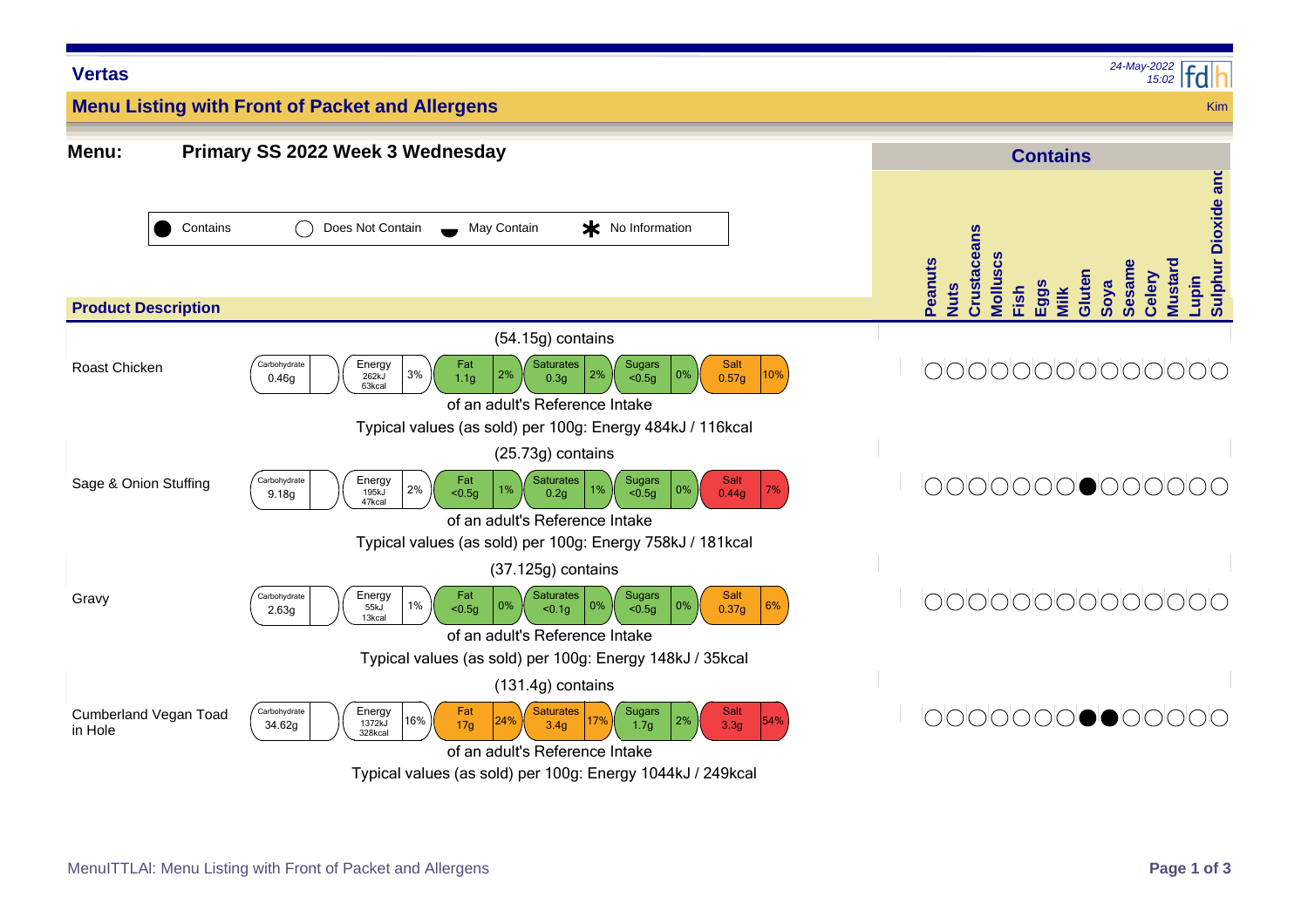**Vertas**

24-May-2022 15:02

## Menu Listing with Front of Packet and Allergens

Kim

**Menu:** **Primary SS 2022 Week 3 Wednesday**

Key: ● Contains | ○ Does Not Contain | ◒ May Contain | * No Information

| Product Description | Portion | Carbohydrate | Energy | Fat | Saturates | Sugars | Salt | Typical values (as sold) per 100g | Peanuts | Nuts | Crustaceans | Molluscs | Fish | Eggs | Milk | Gluten | Soya | Sesame | Celery | Mustard | Lupin | Sulphur Dioxide and |
|---|---|---|---|---|---|---|---|---|---|---|---|---|---|---|---|---|---|---|---|---|---|---|
| Roast Chicken | (54.15g) contains | 0.46g | 262kJ 63kcal 3% | 1.1g 2% | 0.3g 2% | <0.5g 0% | 0.57g 10% | Energy 484kJ / 116kcal | ○ | ○ | ○ | ○ | ○ | ○ | ○ | ○ | ○ | ○ | ○ | ○ | ○ | ○ |
| Sage & Onion Stuffing | (25.73g) contains | 9.18g | 195kJ 47kcal 2% | <0.5g 1% | 0.2g 1% | <0.5g 0% | 0.44g 7% | Energy 758kJ / 181kcal | ○ | ○ | ○ | ○ | ○ | ○ | ○ | ● | ○ | ○ | ○ | ○ | ○ | ○ |
| Gravy | (37.125g) contains | 2.63g | 55kJ 13kcal 1% | <0.5g 0% | <0.1g 0% | <0.5g 0% | 0.37g 6% | Energy 148kJ / 35kcal | ○ | ○ | ○ | ○ | ○ | ○ | ○ | ○ | ○ | ○ | ○ | ○ | ○ | ○ |
| Cumberland Vegan Toad in Hole | (131.4g) contains | 34.62g | 1372kJ 328kcal 16% | 17g 24% | 3.4g 17% | 1.7g 2% | 3.3g 54% | Energy 1044kJ / 249kcal | ○ | ○ | ○ | ○ | ○ | ○ | ○ | ● | ● | ○ | ○ | ○ | ○ | ○ |

Percentages are of an adult's Reference Intake.

MenuITTLAl: Menu Listing with Front of Packet and Allergens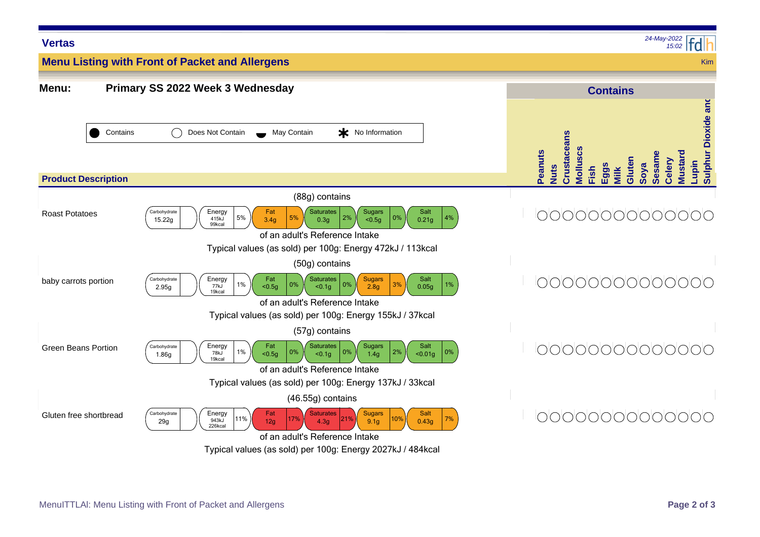**Vertas**

*24-May-2022 15:02*

## Menu Listing with Front of Packet and Allergens

Kim

**Menu: Primary SS 2022 Week 3 Wednesday**

Legend: ● Contains | ○ Does Not Contain | ◒ May Contain | ✱ No Information

| Product Description | Portion | Carbohydrate | Energy | Fat | Saturates | Sugars | Salt | Typical values (as sold) per 100g | Peanuts | Nuts | Crustaceans | Molluscs | Fish | Eggs | Milk | Gluten | Soya | Sesame | Celery | Mustard | Lupin | Sulphur Dioxide and |
|---|---|---|---|---|---|---|---|---|---|---|---|---|---|---|---|---|---|---|---|---|---|---|
| Roast Potatoes | (88g) contains | 15.22g | 415kJ 99kcal 5% | 3.4g 5% | 0.3g 2% | <0.5g 0% | 0.21g 4% | Energy 472kJ / 113kcal | ○ | ○ | ○ | ○ | ○ | ○ | ○ | ○ | ○ | ○ | ○ | ○ | ○ | ○ |
| baby carrots portion | (50g) contains | 2.95g | 77kJ 19kcal 1% | <0.5g 0% | <0.1g 0% | 2.8g 3% | 0.05g 1% | Energy 155kJ / 37kcal | ○ | ○ | ○ | ○ | ○ | ○ | ○ | ○ | ○ | ○ | ○ | ○ | ○ | ○ |
| Green Beans Portion | (57g) contains | 1.86g | 78kJ 19kcal 1% | <0.5g 0% | <0.1g 0% | 1.4g 2% | <0.01g 0% | Energy 137kJ / 33kcal | ○ | ○ | ○ | ○ | ○ | ○ | ○ | ○ | ○ | ○ | ○ | ○ | ○ | ○ |
| Gluten free shortbread | (46.55g) contains | 29g | 943kJ 226kcal 11% | 12g 17% | 4.3g 21% | 9.1g 10% | 0.43g 7% | Energy 2027kJ / 484kcal | ○ | ○ | ○ | ○ | ○ | ○ | ○ | ○ | ○ | ○ | ○ | ○ | ○ | ○ |

Percentages are of an adult's Reference Intake.

MenuITTLAI: Menu Listing with Front of Packet and Allergens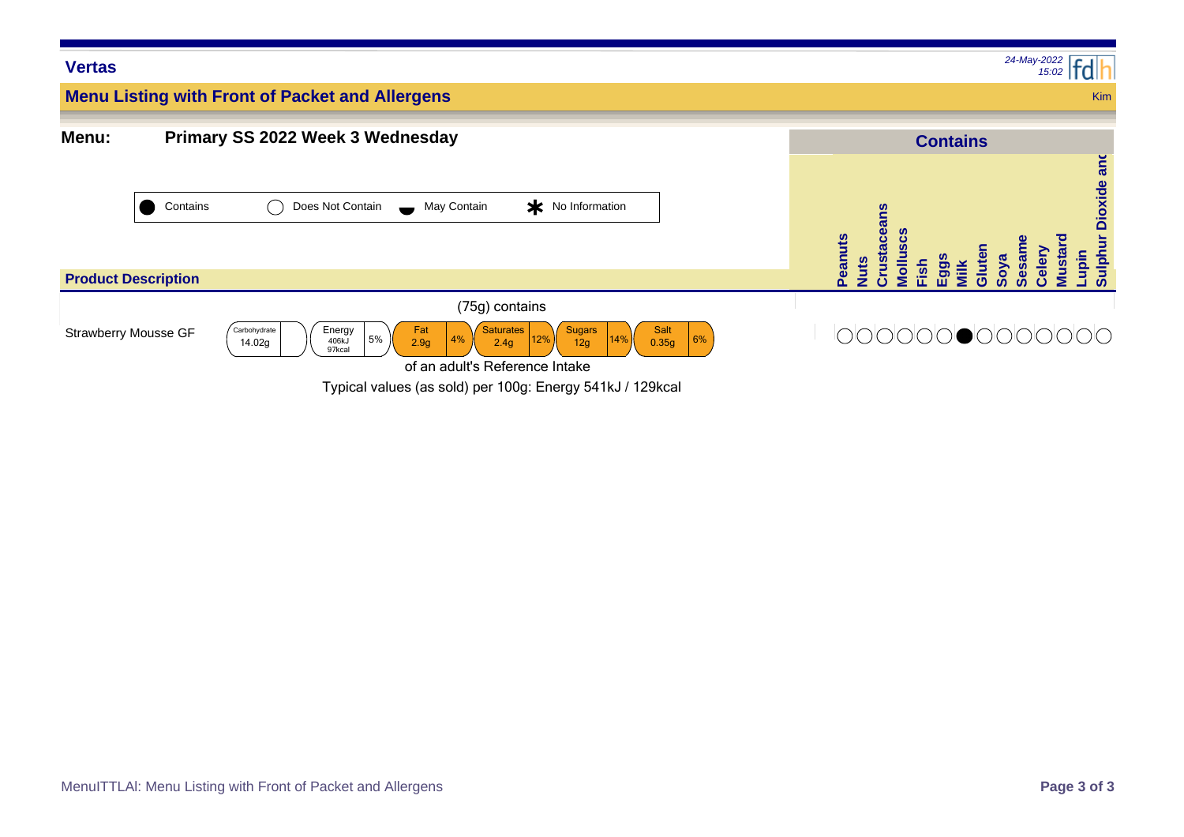**Vertas**

24-May-2022 15:02

## Menu Listing with Front of Packet and Allergens

Kim

**Menu:** **Primary SS 2022 Week 3 Wednesday**

● Contains ◯ Does Not Contain ◒ May Contain ✱ No Information

| Product Description | Peanuts | Nuts | Crustaceans | Molluscs | Fish | Eggs | Milk | Gluten | Soya | Sesame | Celery | Mustard | Lupin | Sulphur Dioxide and |
|---|---|---|---|---|---|---|---|---|---|---|---|---|---|---|
| Strawberry Mousse GF | ◯ | ◯ | ◯ | ◯ | ◯ | ◯ | ● | ◯ | ◯ | ◯ | ◯ | ◯ | ◯ | ◯ |

Strawberry Mousse GF — (75g) contains

| Carbohydrate | Energy | Fat | Saturates | Sugars | Salt |
|---|---|---|---|---|---|
| 14.02g | 406kJ 97kcal 5% | 2.9g 4% | 2.4g 12% | 12g 14% | 0.35g 6% |

of an adult's Reference Intake

Typical values (as sold) per 100g: Energy 541kJ / 129kcal

MenuITTLAl: Menu Listing with Front of Packet and Allergens